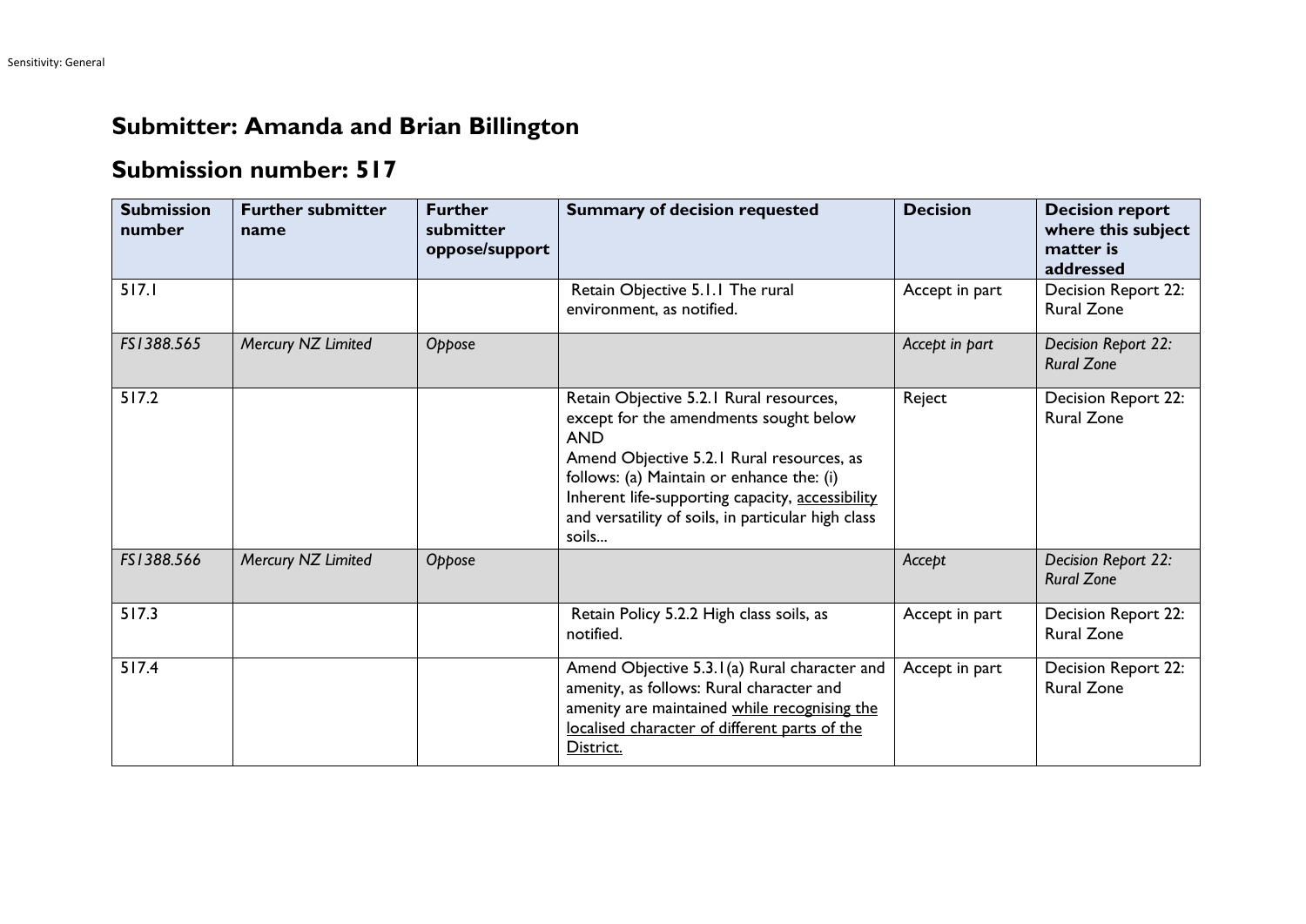# Submitter: Amanda and Brian Billington

## Submission number: 517

| Submission number | Further submitter name | Further submitter oppose/support | Summary of decision requested | Decision | Decision report where this subject matter is addressed |
|---|---|---|---|---|---|
| 517.1 | | | Retain Objective 5.1.1 The rural environment, as notified. | Accept in part | Decision Report 22: Rural Zone |
| *FS1388.565* | *Mercury NZ Limited* | *Oppose* | | *Accept in part* | *Decision Report 22: Rural Zone* |
| 517.2 | | | Retain Objective 5.2.1 Rural resources, except for the amendments sought below AND Amend Objective 5.2.1 Rural resources, as follows: (a) Maintain or enhance the: (i) Inherent life-supporting capacity, <u>accessibility</u> and versatility of soils, in particular high class soils... | Reject | Decision Report 22: Rural Zone |
| *FS1388.566* | *Mercury NZ Limited* | *Oppose* | | *Accept* | *Decision Report 22: Rural Zone* |
| 517.3 | | | Retain Policy 5.2.2 High class soils, as notified. | Accept in part | Decision Report 22: Rural Zone |
| 517.4 | | | Amend Objective 5.3.1(a) Rural character and amenity, as follows: Rural character and amenity are maintained <u>while recognising the localised character of different parts of the District.</u> | Accept in part | Decision Report 22: Rural Zone |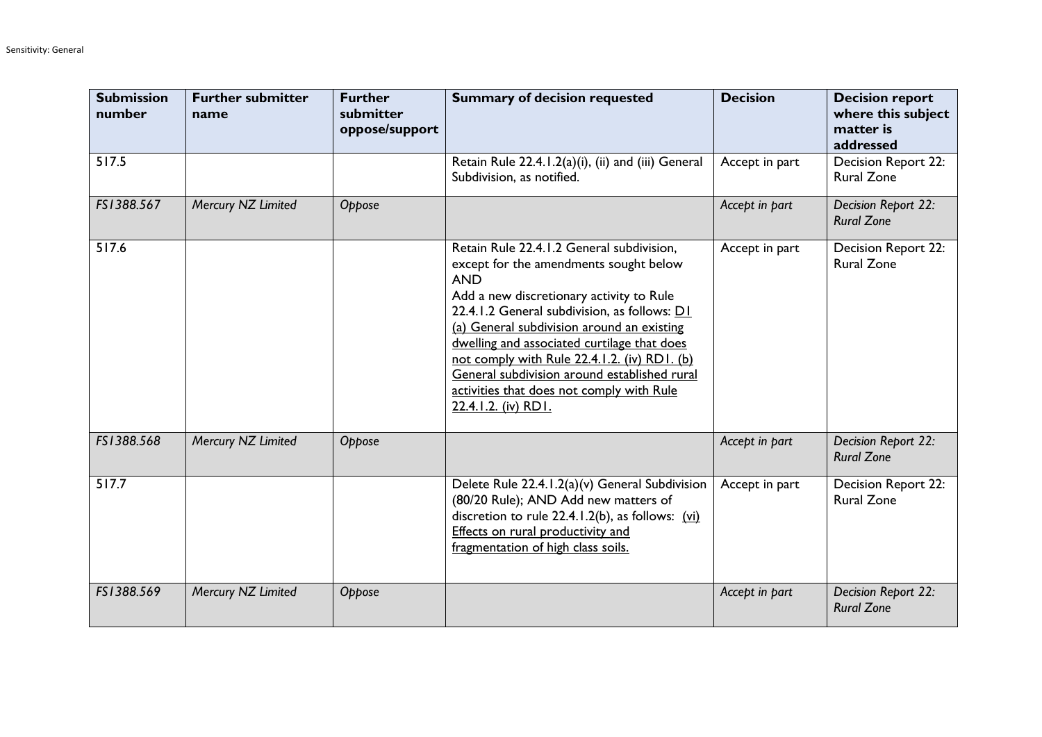| Submission number | Further submitter name | Further submitter oppose/support | Summary of decision requested | Decision | Decision report where this subject matter is addressed |
|---|---|---|---|---|---|
| 517.5 | | | Retain Rule 22.4.1.2(a)(i), (ii) and (iii) General Subdivision, as notified. | Accept in part | Decision Report 22: Rural Zone |
| *FS1388.567* | *Mercury NZ Limited* | *Oppose* | | *Accept in part* | *Decision Report 22: Rural Zone* |
| 517.6 | | | Retain Rule 22.4.1.2 General subdivision, except for the amendments sought below AND Add a new discretionary activity to Rule 22.4.1.2 General subdivision, as follows: <u>D1 (a) General subdivision around an existing dwelling and associated curtilage that does not comply with Rule 22.4.1.2. (iv) RD1. (b) General subdivision around established rural activities that does not comply with Rule 22.4.1.2. (iv) RD1.</u> | Accept in part | Decision Report 22: Rural Zone |
| *FS1388.568* | *Mercury NZ Limited* | *Oppose* | | *Accept in part* | *Decision Report 22: Rural Zone* |
| 517.7 | | | Delete Rule 22.4.1.2(a)(v) General Subdivision (80/20 Rule); AND Add new matters of discretion to rule 22.4.1.2(b), as follows: <u>(vi) Effects on rural productivity and fragmentation of high class soils.</u> | Accept in part | Decision Report 22: Rural Zone |
| *FS1388.569* | *Mercury NZ Limited* | *Oppose* | | *Accept in part* | *Decision Report 22: Rural Zone* |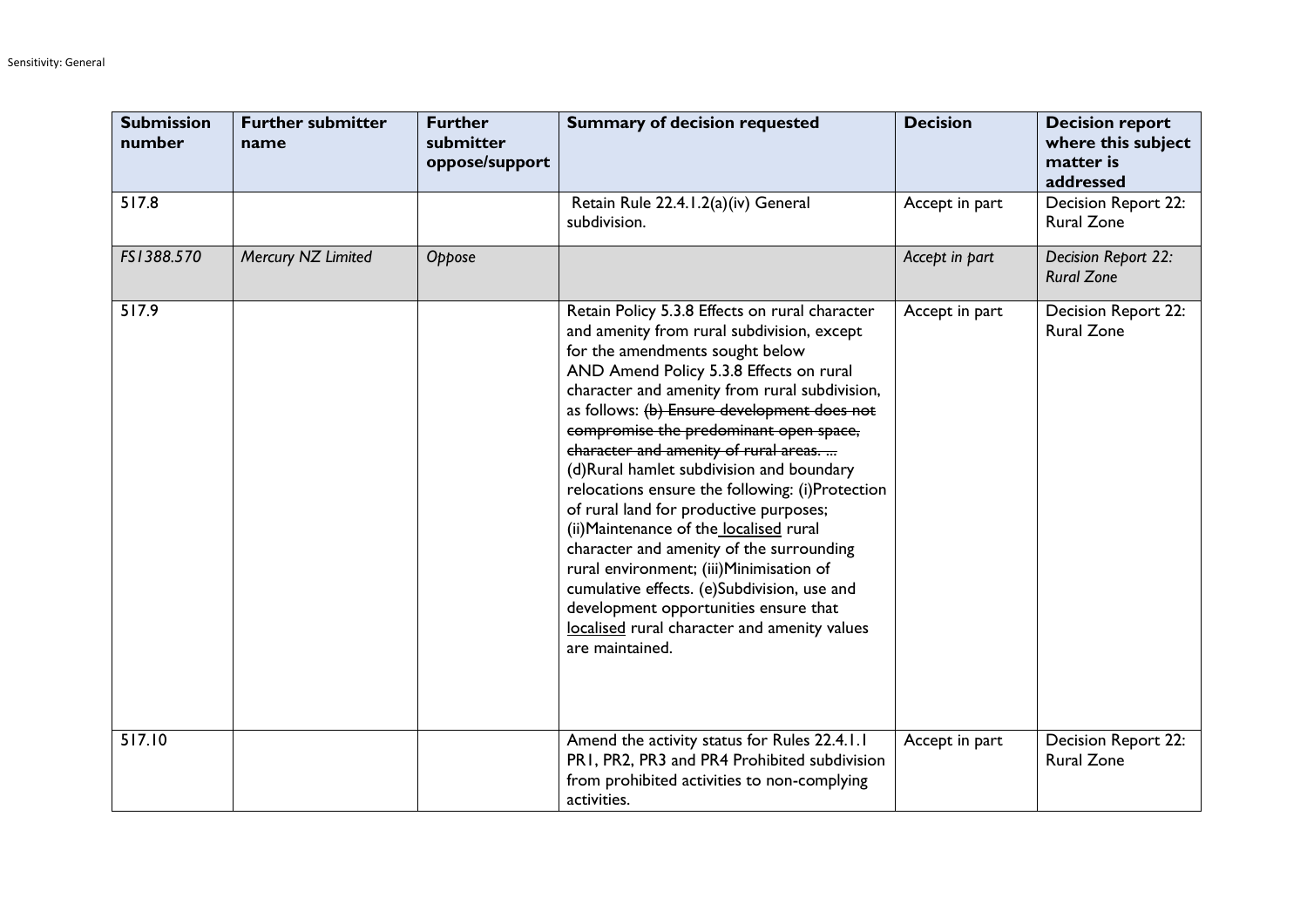| Submission number | Further submitter name | Further submitter oppose/support | Summary of decision requested | Decision | Decision report where this subject matter is addressed |
|---|---|---|---|---|---|
| 517.8 | | | Retain Rule 22.4.1.2(a)(iv) General subdivision. | Accept in part | Decision Report 22: Rural Zone |
| *FS1388.570* | *Mercury NZ Limited* | *Oppose* | | *Accept in part* | *Decision Report 22: Rural Zone* |
| 517.9 | | | Retain Policy 5.3.8 Effects on rural character and amenity from rural subdivision, except for the amendments sought below AND Amend Policy 5.3.8 Effects on rural character and amenity from rural subdivision, as follows: ~~(b) Ensure development does not compromise the predominant open space, character and amenity of rural areas. ...~~ (d)Rural hamlet subdivision and boundary relocations ensure the following: (i)Protection of rural land for productive purposes; (ii)Maintenance of the <u>localised</u> rural character and amenity of the surrounding rural environment; (iii)Minimisation of cumulative effects. (e)Subdivision, use and development opportunities ensure that <u>localised</u> rural character and amenity values are maintained. | Accept in part | Decision Report 22: Rural Zone |
| 517.10 | | | Amend the activity status for Rules 22.4.1.1 PR1, PR2, PR3 and PR4 Prohibited subdivision from prohibited activities to non-complying activities. | Accept in part | Decision Report 22: Rural Zone |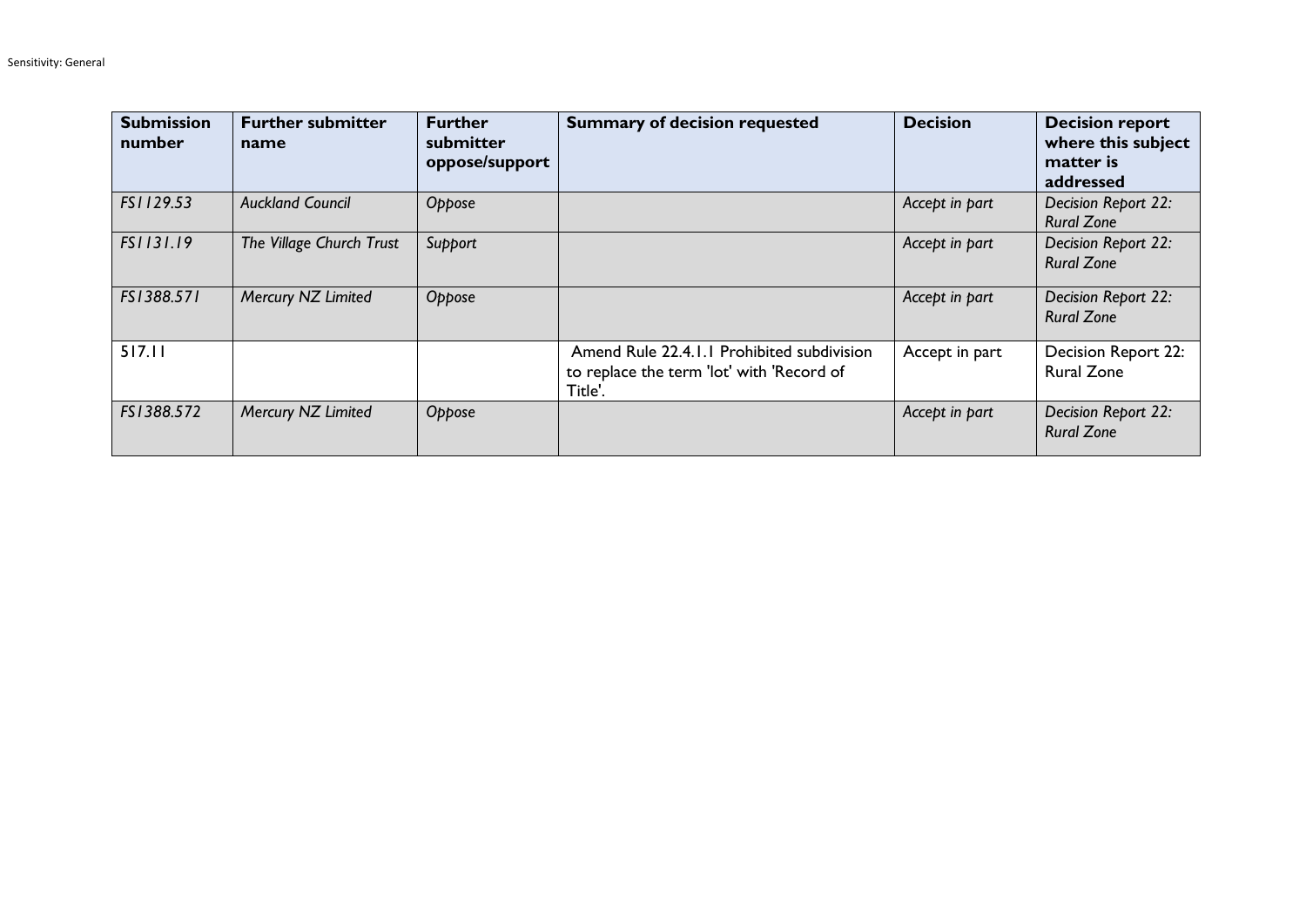| Submission number | Further submitter name | Further submitter oppose/support | Summary of decision requested | Decision | Decision report where this subject matter is addressed |
|---|---|---|---|---|---|
| *FS1129.53* | *Auckland Council* | *Oppose* | | *Accept in part* | *Decision Report 22: Rural Zone* |
| *FS1131.19* | *The Village Church Trust* | *Support* | | *Accept in part* | *Decision Report 22: Rural Zone* |
| *FS1388.571* | *Mercury NZ Limited* | *Oppose* | | *Accept in part* | *Decision Report 22: Rural Zone* |
| 517.11 | | | Amend Rule 22.4.1.1 Prohibited subdivision to replace the term 'lot' with 'Record of Title'. | Accept in part | Decision Report 22: Rural Zone |
| *FS1388.572* | *Mercury NZ Limited* | *Oppose* | | *Accept in part* | *Decision Report 22: Rural Zone* |